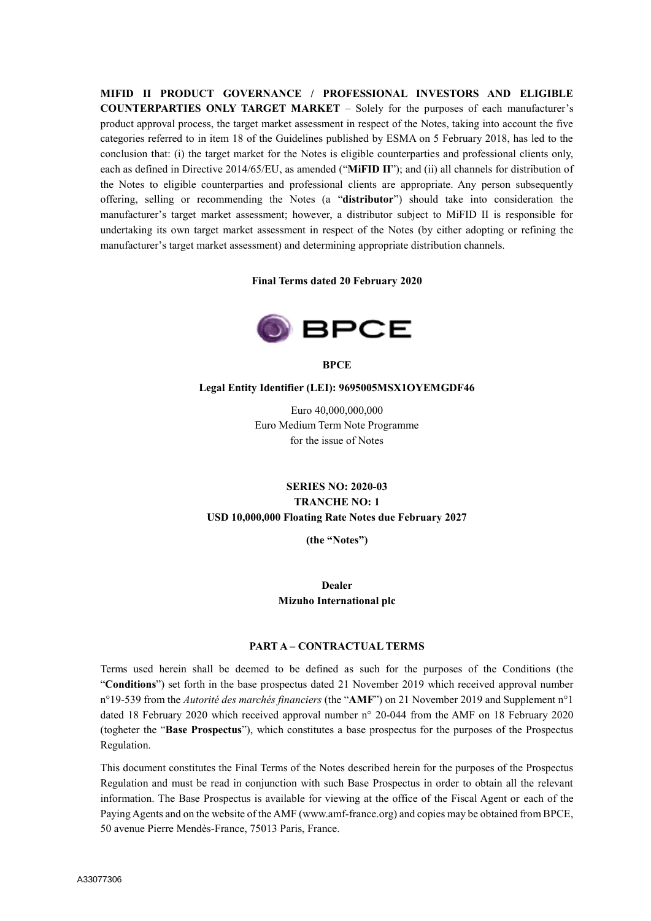**MIFID II PRODUCT GOVERNANCE / PROFESSIONAL INVESTORS AND ELIGIBLE COUNTERPARTIES ONLY TARGET MARKET** – Solely for the purposes of each manufacturer's product approval process, the target market assessment in respect of the Notes, taking into account the five categories referred to in item 18 of the Guidelines published by ESMA on 5 February 2018, has led to the conclusion that: (i) the target market for the Notes is eligible counterparties and professional clients only, each as defined in Directive 2014/65/EU, as amended ("**MiFID II**"); and (ii) all channels for distribution of the Notes to eligible counterparties and professional clients are appropriate. Any person subsequently offering, selling or recommending the Notes (a "**distributor**") should take into consideration the manufacturer's target market assessment; however, a distributor subject to MiFID II is responsible for undertaking its own target market assessment in respect of the Notes (by either adopting or refining the manufacturer's target market assessment) and determining appropriate distribution channels.

**Final Terms dated 20 February 2020**

**BPCE**

**Legal Entity Identifier (LEI): 9695005MSX1OYEMGDF46**

Euro 40,000,000,000
Euro Medium Term Note Programme
for the issue of Notes

**SERIES NO: 2020-03**
**TRANCHE NO: 1**
**USD 10,000,000 Floating Rate Notes due February 2027**

**(the "Notes")**

**Dealer**
**Mizuho International plc**

## PART A – CONTRACTUAL TERMS

Terms used herein shall be deemed to be defined as such for the purposes of the Conditions (the "**Conditions**") set forth in the base prospectus dated 21 November 2019 which received approval number n°19-539 from the *Autorité des marchés financiers* (the "**AMF**") on 21 November 2019 and Supplement n°1 dated 18 February 2020 which received approval number n° 20-044 from the AMF on 18 February 2020 (togheter the "**Base Prospectus**"), which constitutes a base prospectus for the purposes of the Prospectus Regulation.

This document constitutes the Final Terms of the Notes described herein for the purposes of the Prospectus Regulation and must be read in conjunction with such Base Prospectus in order to obtain all the relevant information. The Base Prospectus is available for viewing at the office of the Fiscal Agent or each of the Paying Agents and on the website of the AMF (www.amf-france.org) and copies may be obtained from BPCE, 50 avenue Pierre Mendès-France, 75013 Paris, France.

A33077306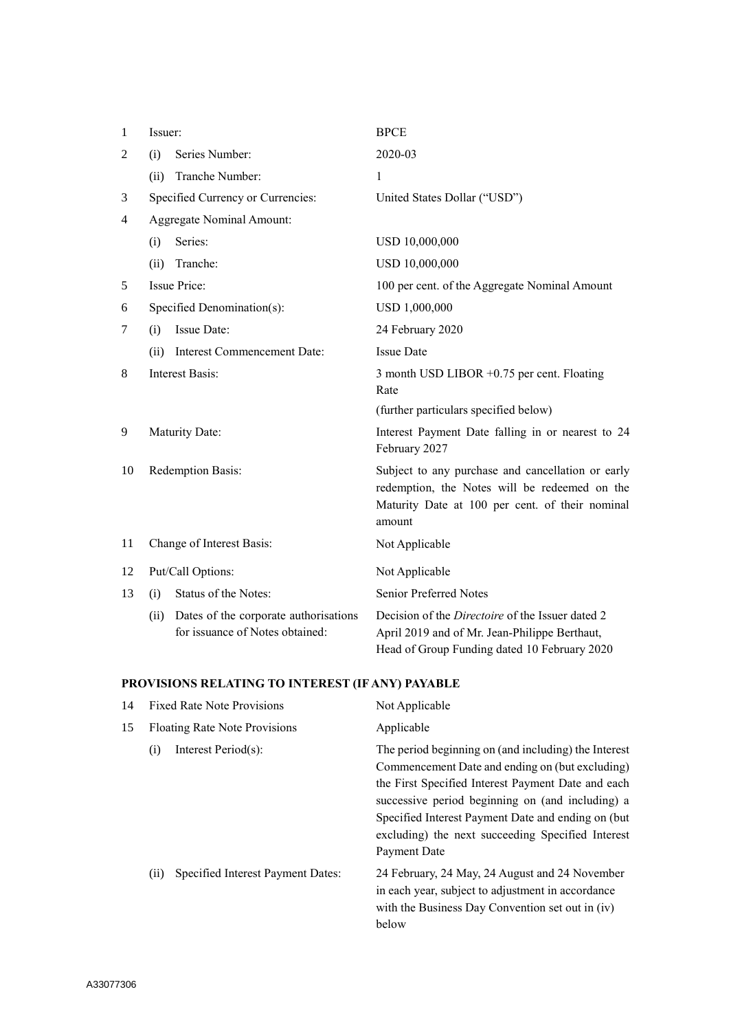| | | | |
|---|---|---|---|
| 1 | Issuer: | | BPCE |
| 2 | (i) | Series Number: | 2020-03 |
| | (ii) | Tranche Number: | 1 |
| 3 | Specified Currency or Currencies: | | United States Dollar ("USD") |
| 4 | Aggregate Nominal Amount: | | |
| | (i) | Series: | USD 10,000,000 |
| | (ii) | Tranche: | USD 10,000,000 |
| 5 | Issue Price: | | 100 per cent. of the Aggregate Nominal Amount |
| 6 | Specified Denomination(s): | | USD 1,000,000 |
| 7 | (i) | Issue Date: | 24 February 2020 |
| | (ii) | Interest Commencement Date: | Issue Date |
| 8 | Interest Basis: | | 3 month USD LIBOR +0.75 per cent. Floating Rate<br>(further particulars specified below) |
| 9 | Maturity Date: | | Interest Payment Date falling in or nearest to 24 February 2027 |
| 10 | Redemption Basis: | | Subject to any purchase and cancellation or early redemption, the Notes will be redeemed on the Maturity Date at 100 per cent. of their nominal amount |
| 11 | Change of Interest Basis: | | Not Applicable |
| 12 | Put/Call Options: | | Not Applicable |
| 13 | (i) | Status of the Notes: | Senior Preferred Notes |
| | (ii) | Dates of the corporate authorisations for issuance of Notes obtained: | Decision of the *Directoire* of the Issuer dated 2 April 2019 and of Mr. Jean-Philippe Berthaut, Head of Group Funding dated 10 February 2020 |

**PROVISIONS RELATING TO INTEREST (IF ANY) PAYABLE**

| | | | |
|---|---|---|---|
| 14 | Fixed Rate Note Provisions | | Not Applicable |
| 15 | Floating Rate Note Provisions | | Applicable |
| | (i) | Interest Period(s): | The period beginning on (and including) the Interest Commencement Date and ending on (but excluding) the First Specified Interest Payment Date and each successive period beginning on (and including) a Specified Interest Payment Date and ending on (but excluding) the next succeeding Specified Interest Payment Date |
| | (ii) | Specified Interest Payment Dates: | 24 February, 24 May, 24 August and 24 November in each year, subject to adjustment in accordance with the Business Day Convention set out in (iv) below |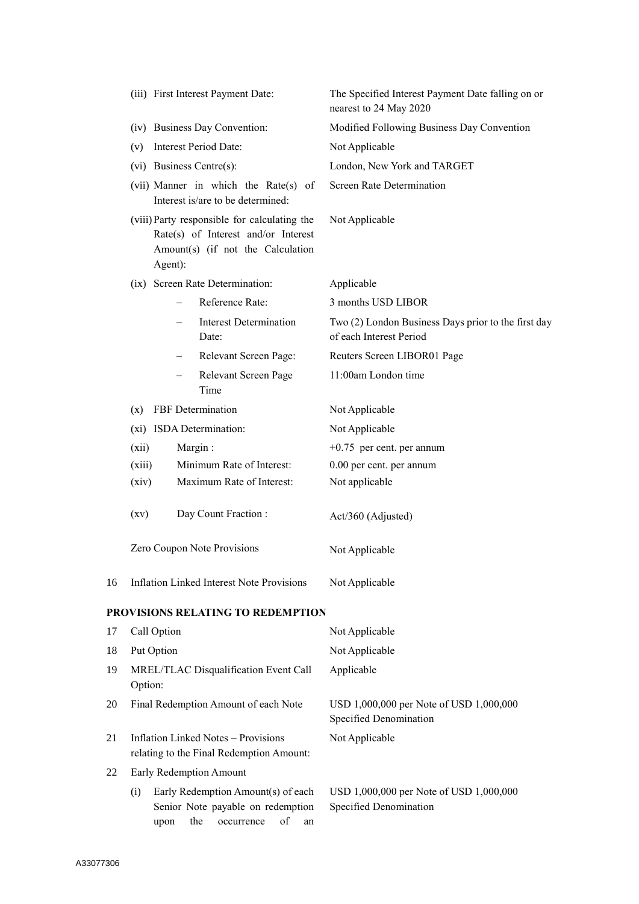| | | |
|---|---|---|
| | (iii) First Interest Payment Date: | The Specified Interest Payment Date falling on or nearest to 24 May 2020 |
| | (iv) Business Day Convention: | Modified Following Business Day Convention |
| | (v) Interest Period Date: | Not Applicable |
| | (vi) Business Centre(s): | London, New York and TARGET |
| | (vii) Manner in which the Rate(s) of Interest is/are to be determined: | Screen Rate Determination |
| | (viii) Party responsible for calculating the Rate(s) of Interest and/or Interest Amount(s) (if not the Calculation Agent): | Not Applicable |
| | (ix) Screen Rate Determination: | Applicable |
| | – Reference Rate: | 3 months USD LIBOR |
| | – Interest Determination Date: | Two (2) London Business Days prior to the first day of each Interest Period |
| | – Relevant Screen Page: | Reuters Screen LIBOR01 Page |
| | – Relevant Screen Page Time | 11:00am London time |
| | (x) FBF Determination | Not Applicable |
| | (xi) ISDA Determination: | Not Applicable |
| | (xii) Margin : | +0.75 per cent. per annum |
| | (xiii) Minimum Rate of Interest: | 0.00 per cent. per annum |
| | (xiv) Maximum Rate of Interest: | Not applicable |
| | (xv) Day Count Fraction : | Act/360 (Adjusted) |
| | Zero Coupon Note Provisions | Not Applicable |
| 16 | Inflation Linked Interest Note Provisions | Not Applicable |

**PROVISIONS RELATING TO REDEMPTION**

| | | |
|---|---|---|
| 17 | Call Option | Not Applicable |
| 18 | Put Option | Not Applicable |
| 19 | MREL/TLAC Disqualification Event Call Option: | Applicable |
| 20 | Final Redemption Amount of each Note | USD 1,000,000 per Note of USD 1,000,000 Specified Denomination |
| 21 | Inflation Linked Notes – Provisions relating to the Final Redemption Amount: | Not Applicable |
| 22 | Early Redemption Amount | |
| | (i) Early Redemption Amount(s) of each Senior Note payable on redemption upon the occurrence of an | USD 1,000,000 per Note of USD 1,000,000 Specified Denomination |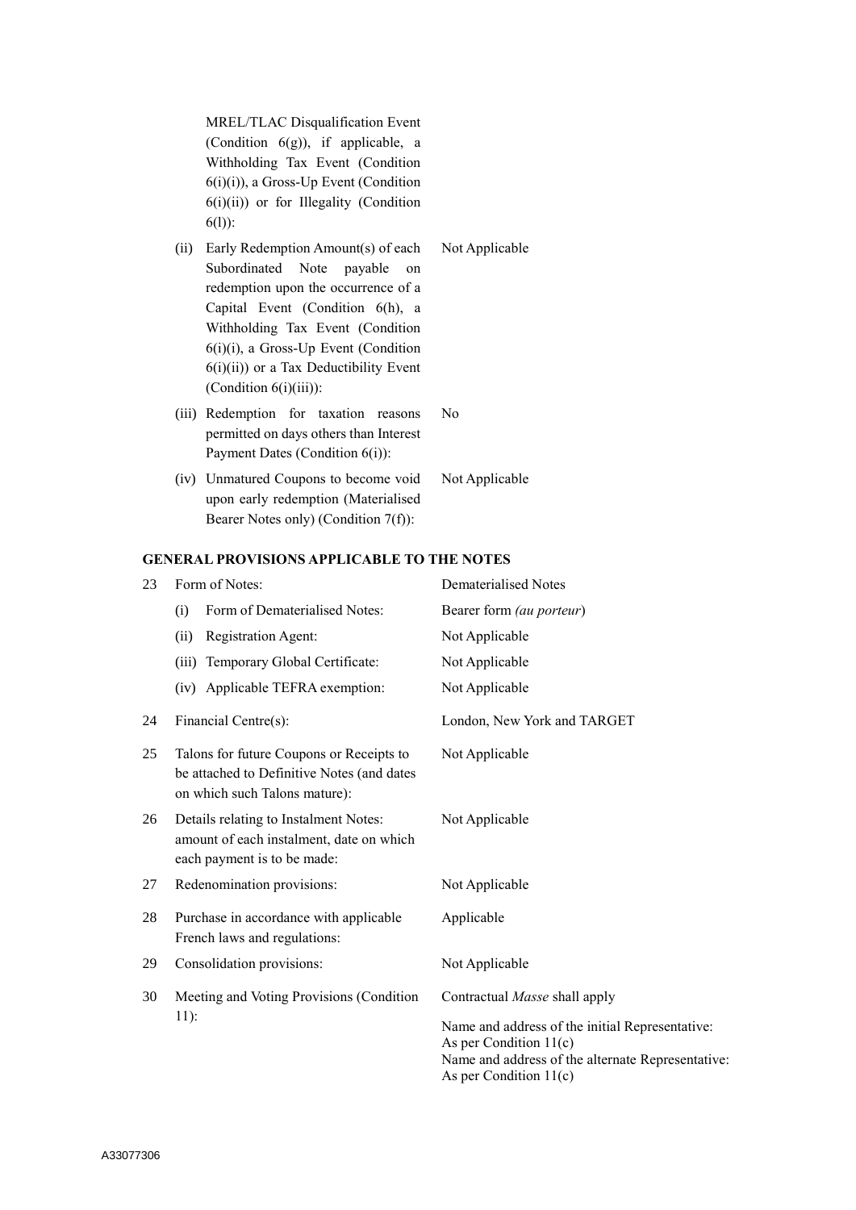| | | |
|---|---|---|
| | MREL/TLAC Disqualification Event (Condition 6(g)), if applicable, a Withholding Tax Event (Condition 6(i)(i)), a Gross-Up Event (Condition 6(i)(ii)) or for Illegality (Condition 6(l)): | |
| | (ii) Early Redemption Amount(s) of each Subordinated Note payable on redemption upon the occurrence of a Capital Event (Condition 6(h), a Withholding Tax Event (Condition 6(i)(i), a Gross-Up Event (Condition 6(i)(ii)) or a Tax Deductibility Event (Condition 6(i)(iii)): | Not Applicable |
| | (iii) Redemption for taxation reasons permitted on days others than Interest Payment Dates (Condition 6(i)): | No |
| | (iv) Unmatured Coupons to become void upon early redemption (Materialised Bearer Notes only) (Condition 7(f)): | Not Applicable |

**GENERAL PROVISIONS APPLICABLE TO THE NOTES**

| | | |
|---|---|---|
| 23 | Form of Notes: | Dematerialised Notes |
| | (i) Form of Dematerialised Notes: | Bearer form *(au porteur*) |
| | (ii) Registration Agent: | Not Applicable |
| | (iii) Temporary Global Certificate: | Not Applicable |
| | (iv) Applicable TEFRA exemption: | Not Applicable |
| 24 | Financial Centre(s): | London, New York and TARGET |
| 25 | Talons for future Coupons or Receipts to be attached to Definitive Notes (and dates on which such Talons mature): | Not Applicable |
| 26 | Details relating to Instalment Notes: amount of each instalment, date on which each payment is to be made: | Not Applicable |
| 27 | Redenomination provisions: | Not Applicable |
| 28 | Purchase in accordance with applicable French laws and regulations: | Applicable |
| 29 | Consolidation provisions: | Not Applicable |
| 30 | Meeting and Voting Provisions (Condition 11): | Contractual *Masse* shall apply<br><br>Name and address of the initial Representative: As per Condition 11(c)<br>Name and address of the alternate Representative: As per Condition 11(c) |

A33077306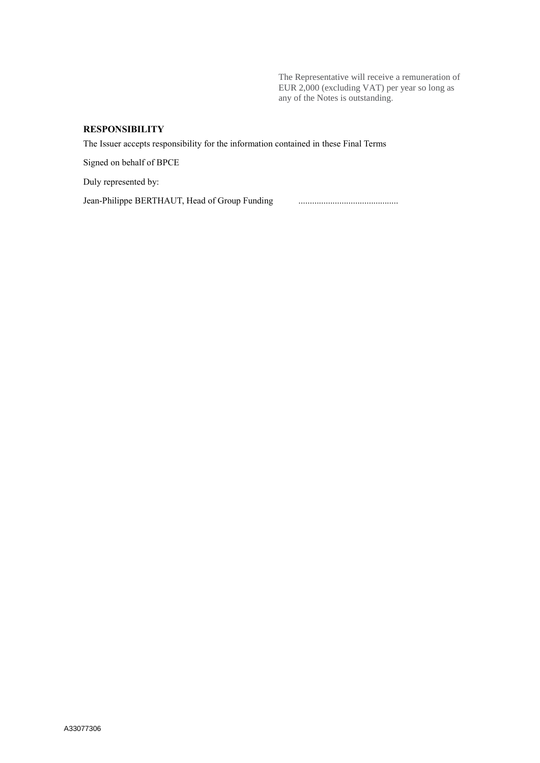The Representative will receive a remuneration of EUR 2,000 (excluding VAT) per year so long as any of the Notes is outstanding.

## RESPONSIBILITY

The Issuer accepts responsibility for the information contained in these Final Terms

Signed on behalf of BPCE

Duly represented by:

Jean-Philippe BERTHAUT, Head of Group Funding ............................................

A33077306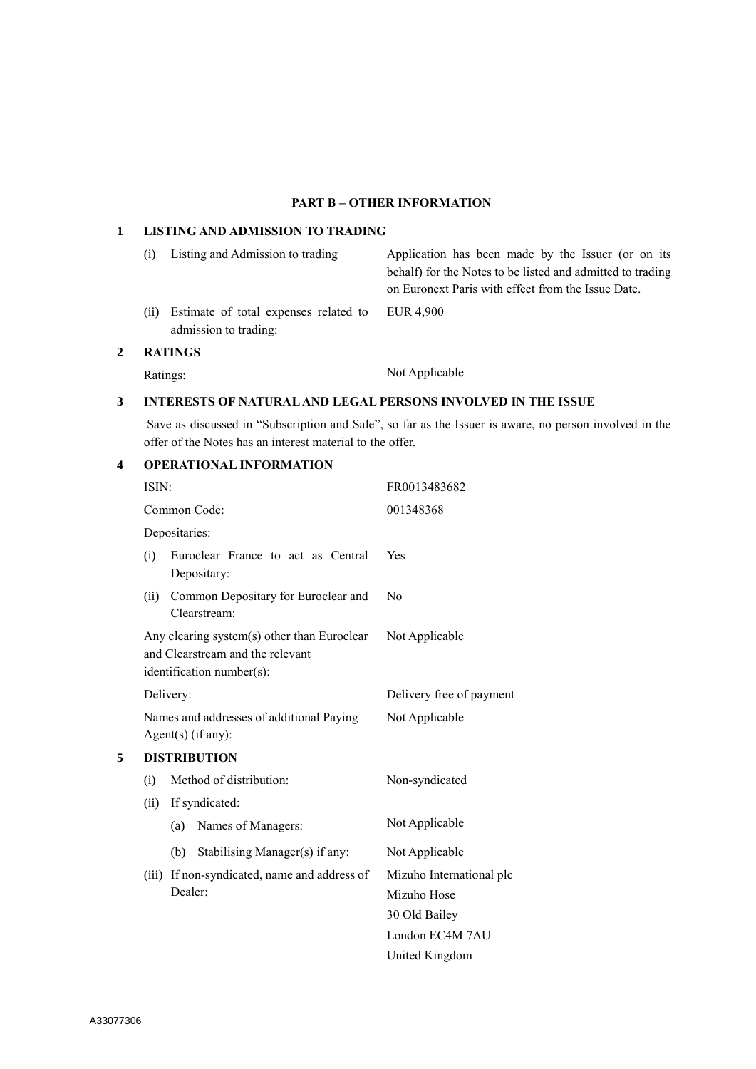## PART B – OTHER INFORMATION

**1 LISTING AND ADMISSION TO TRADING**

| | |
|---|---|
| (i) Listing and Admission to trading | Application has been made by the Issuer (or on its behalf) for the Notes to be listed and admitted to trading on Euronext Paris with effect from the Issue Date. |
| (ii) Estimate of total expenses related to admission to trading: | EUR 4,900 |

**2 RATINGS**

| | |
|---|---|
| Ratings: | Not Applicable |

**3 INTERESTS OF NATURAL AND LEGAL PERSONS INVOLVED IN THE ISSUE**

Save as discussed in "Subscription and Sale", so far as the Issuer is aware, no person involved in the offer of the Notes has an interest material to the offer.

**4 OPERATIONAL INFORMATION**

| | |
|---|---|
| ISIN: | FR0013483682 |
| Common Code: | 001348368 |
| Depositaries: | |
| (i) Euroclear France to act as Central Depositary: | Yes |
| (ii) Common Depositary for Euroclear and Clearstream: | No |
| Any clearing system(s) other than Euroclear and Clearstream and the relevant identification number(s): | Not Applicable |
| Delivery: | Delivery free of payment |
| Names and addresses of additional Paying Agent(s) (if any): | Not Applicable |

**5 DISTRIBUTION**

| | |
|---|---|
| (i) Method of distribution: | Non-syndicated |
| (ii) If syndicated: | |
| (a) Names of Managers: | Not Applicable |
| (b) Stabilising Manager(s) if any: | Not Applicable |
| (iii) If non-syndicated, name and address of Dealer: | Mizuho International plc<br>Mizuho Hose<br>30 Old Bailey<br>London EC4M 7AU<br>United Kingdom |

A33077306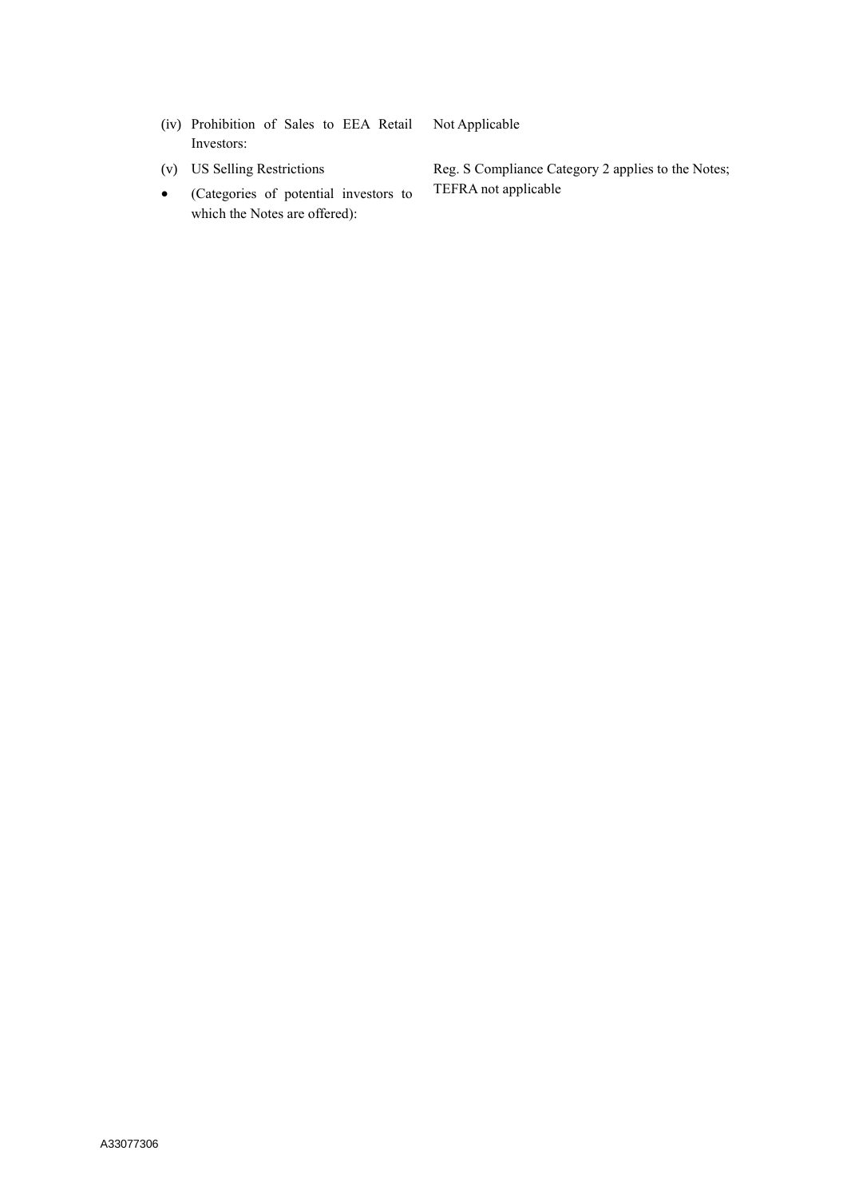| | |
|---|---|
| (iv) Prohibition of Sales to EEA Retail Investors: | Not Applicable |
| (v) US Selling Restrictions | Reg. S Compliance Category 2 applies to the Notes; TEFRA not applicable |
| • (Categories of potential investors to which the Notes are offered): | |

A33077306